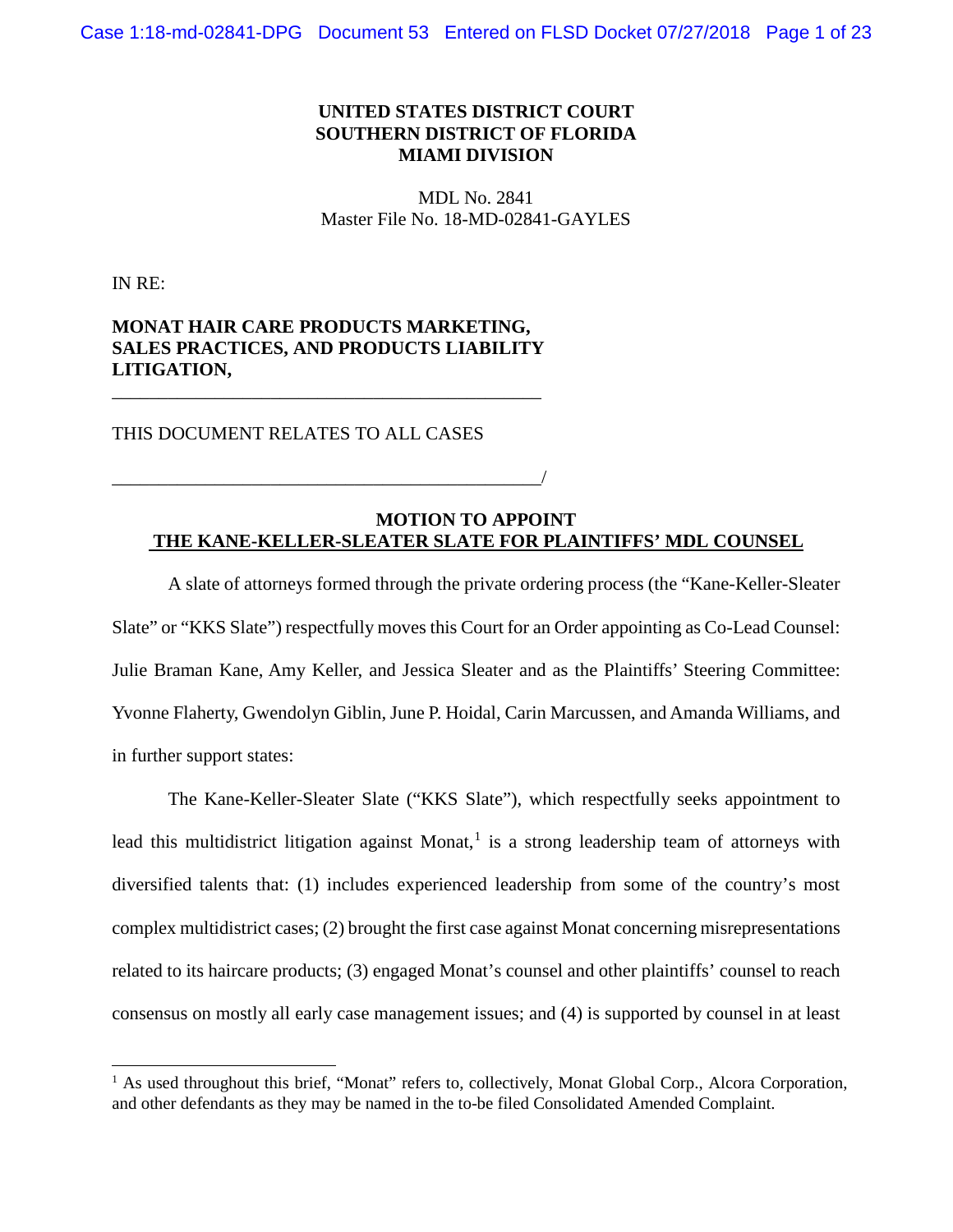**UNITED STATES DISTRICT COURT**
**SOUTHERN DISTRICT OF FLORIDA**
**MIAMI DIVISION**

MDL No. 2841
Master File No. 18-MD-02841-GAYLES

IN RE:

**MONAT HAIR CARE PRODUCTS MARKETING, SALES PRACTICES, AND PRODUCTS LIABILITY LITIGATION,**

_______________________________________________

THIS DOCUMENT RELATES TO ALL CASES

_______________________________________________/

## MOTION TO APPOINT THE KANE-KELLER-SLEATER SLATE FOR PLAINTIFFS' MDL COUNSEL

A slate of attorneys formed through the private ordering process (the "Kane-Keller-Sleater Slate" or "KKS Slate") respectfully moves this Court for an Order appointing as Co-Lead Counsel: Julie Braman Kane, Amy Keller, and Jessica Sleater and as the Plaintiffs' Steering Committee: Yvonne Flaherty, Gwendolyn Giblin, June P. Hoidal, Carin Marcussen, and Amanda Williams, and in further support states:

The Kane-Keller-Sleater Slate ("KKS Slate"), which respectfully seeks appointment to lead this multidistrict litigation against Monat,[1] is a strong leadership team of attorneys with diversified talents that: (1) includes experienced leadership from some of the country's most complex multidistrict cases; (2) brought the first case against Monat concerning misrepresentations related to its haircare products; (3) engaged Monat's counsel and other plaintiffs' counsel to reach consensus on mostly all early case management issues; and (4) is supported by counsel in at least

[1] As used throughout this brief, "Monat" refers to, collectively, Monat Global Corp., Alcora Corporation, and other defendants as they may be named in the to-be filed Consolidated Amended Complaint.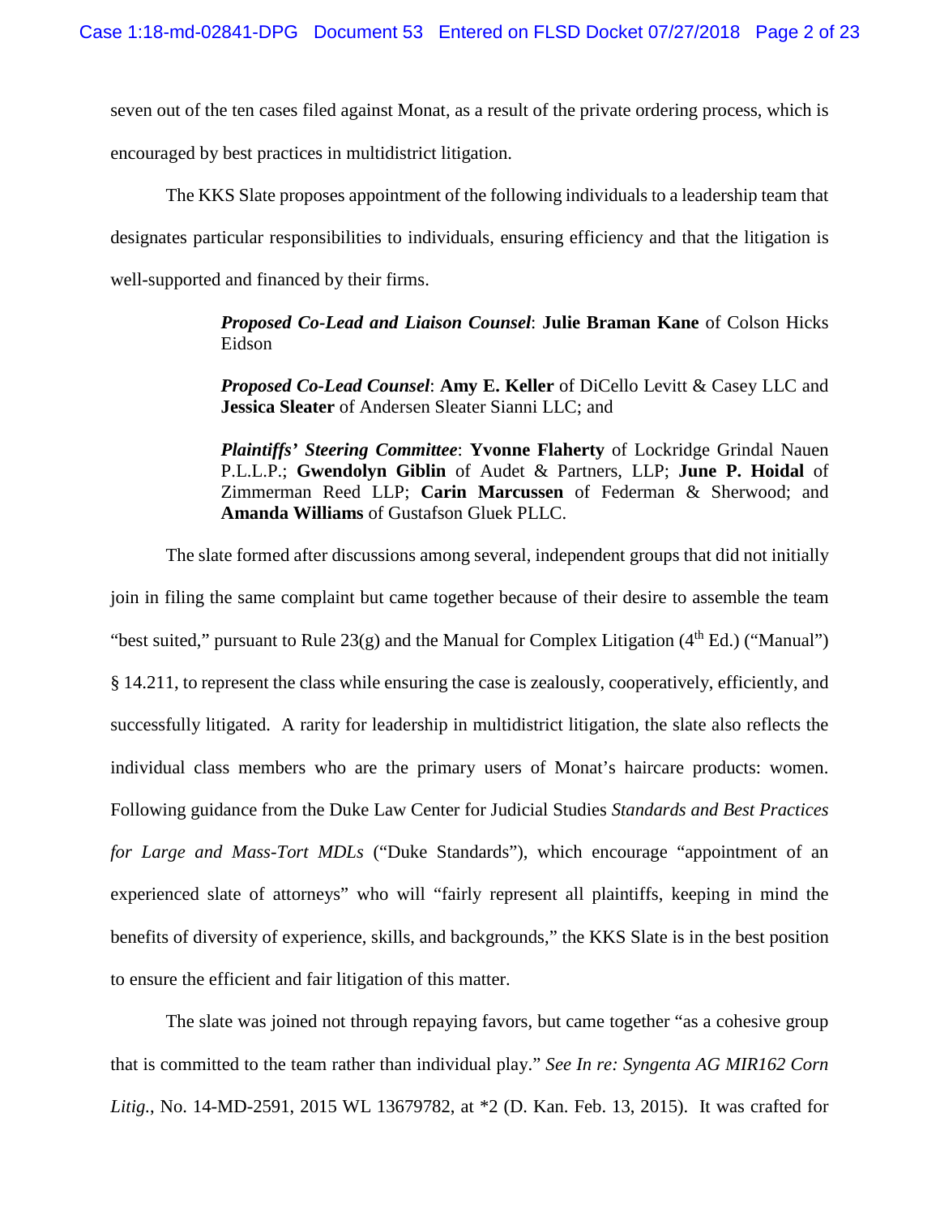seven out of the ten cases filed against Monat, as a result of the private ordering process, which is encouraged by best practices in multidistrict litigation.

The KKS Slate proposes appointment of the following individuals to a leadership team that designates particular responsibilities to individuals, ensuring efficiency and that the litigation is well-supported and financed by their firms.

> ***Proposed Co-Lead and Liaison Counsel***: **Julie Braman Kane** of Colson Hicks Eidson
>
> ***Proposed Co-Lead Counsel***: **Amy E. Keller** of DiCello Levitt & Casey LLC and **Jessica Sleater** of Andersen Sleater Sianni LLC; and
>
> ***Plaintiffs' Steering Committee***: **Yvonne Flaherty** of Lockridge Grindal Nauen P.L.L.P.; **Gwendolyn Giblin** of Audet & Partners, LLP; **June P. Hoidal** of Zimmerman Reed LLP; **Carin Marcussen** of Federman & Sherwood; and **Amanda Williams** of Gustafson Gluek PLLC.

The slate formed after discussions among several, independent groups that did not initially join in filing the same complaint but came together because of their desire to assemble the team "best suited," pursuant to Rule 23(g) and the Manual for Complex Litigation (4th Ed.) ("Manual") § 14.211, to represent the class while ensuring the case is zealously, cooperatively, efficiently, and successfully litigated. A rarity for leadership in multidistrict litigation, the slate also reflects the individual class members who are the primary users of Monat's haircare products: women. Following guidance from the Duke Law Center for Judicial Studies *Standards and Best Practices for Large and Mass-Tort MDLs* ("Duke Standards"), which encourage "appointment of an experienced slate of attorneys" who will "fairly represent all plaintiffs, keeping in mind the benefits of diversity of experience, skills, and backgrounds," the KKS Slate is in the best position to ensure the efficient and fair litigation of this matter.

The slate was joined not through repaying favors, but came together "as a cohesive group that is committed to the team rather than individual play." *See In re: Syngenta AG MIR162 Corn Litig.*, No. 14-MD-2591, 2015 WL 13679782, at *2 (D. Kan. Feb. 13, 2015). It was crafted for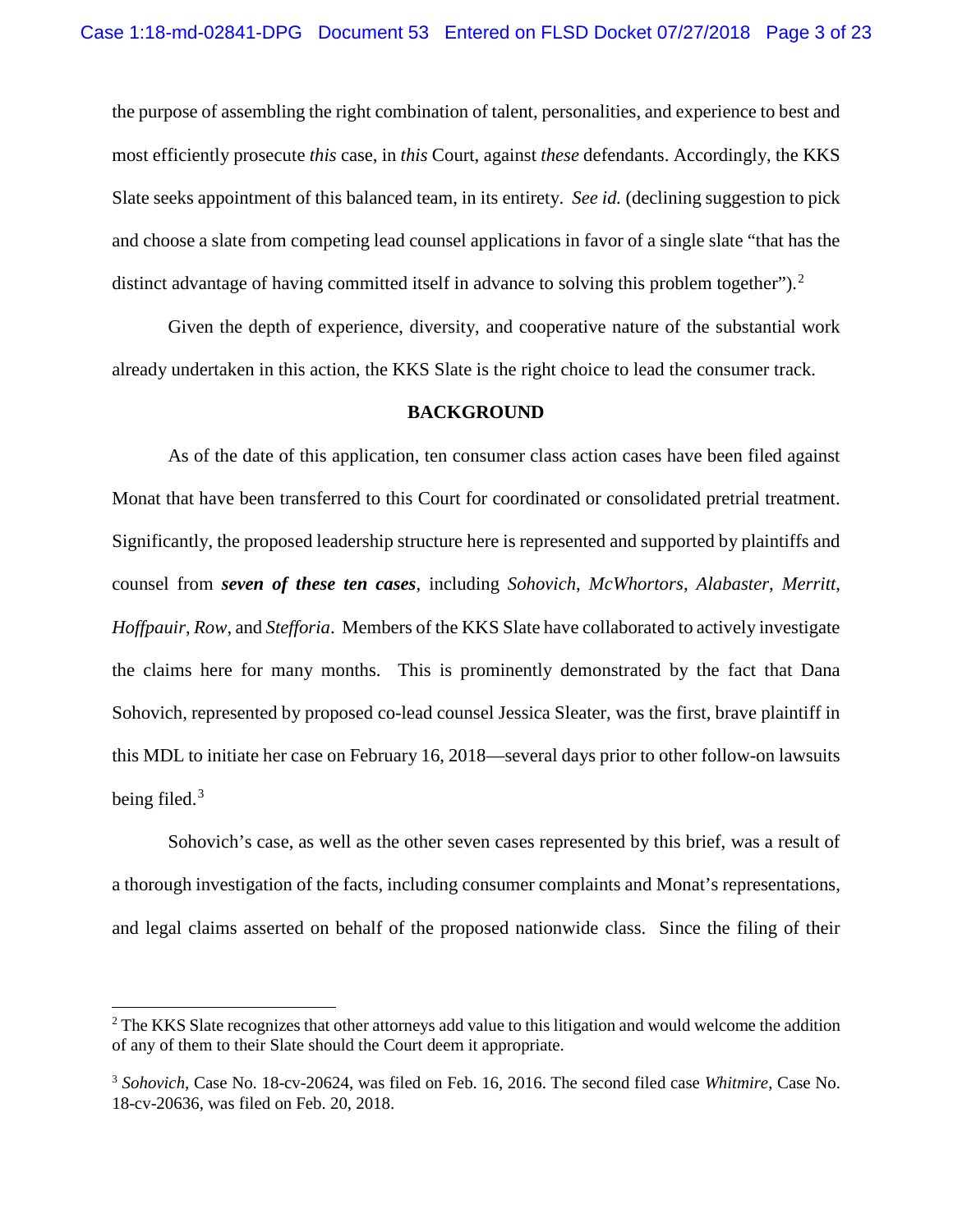the purpose of assembling the right combination of talent, personalities, and experience to best and most efficiently prosecute *this* case, in *this* Court, against *these* defendants. Accordingly, the KKS Slate seeks appointment of this balanced team, in its entirety. *See id.* (declining suggestion to pick and choose a slate from competing lead counsel applications in favor of a single slate "that has the distinct advantage of having committed itself in advance to solving this problem together").[2]

Given the depth of experience, diversity, and cooperative nature of the substantial work already undertaken in this action, the KKS Slate is the right choice to lead the consumer track.

## BACKGROUND

As of the date of this application, ten consumer class action cases have been filed against Monat that have been transferred to this Court for coordinated or consolidated pretrial treatment. Significantly, the proposed leadership structure here is represented and supported by plaintiffs and counsel from ***seven of these ten cases***, including *Sohovich*, *McWhortors*, *Alabaster*, *Merritt*, *Hoffpauir*, *Row*, and *Stefforia*. Members of the KKS Slate have collaborated to actively investigate the claims here for many months. This is prominently demonstrated by the fact that Dana Sohovich, represented by proposed co-lead counsel Jessica Sleater, was the first, brave plaintiff in this MDL to initiate her case on February 16, 2018—several days prior to other follow-on lawsuits being filed.[3]

Sohovich's case, as well as the other seven cases represented by this brief, was a result of a thorough investigation of the facts, including consumer complaints and Monat's representations, and legal claims asserted on behalf of the proposed nationwide class. Since the filing of their

---

[2] The KKS Slate recognizes that other attorneys add value to this litigation and would welcome the addition of any of them to their Slate should the Court deem it appropriate.

[3] *Sohovich*, Case No. 18-cv-20624, was filed on Feb. 16, 2016. The second filed case *Whitmire*, Case No. 18-cv-20636, was filed on Feb. 20, 2018.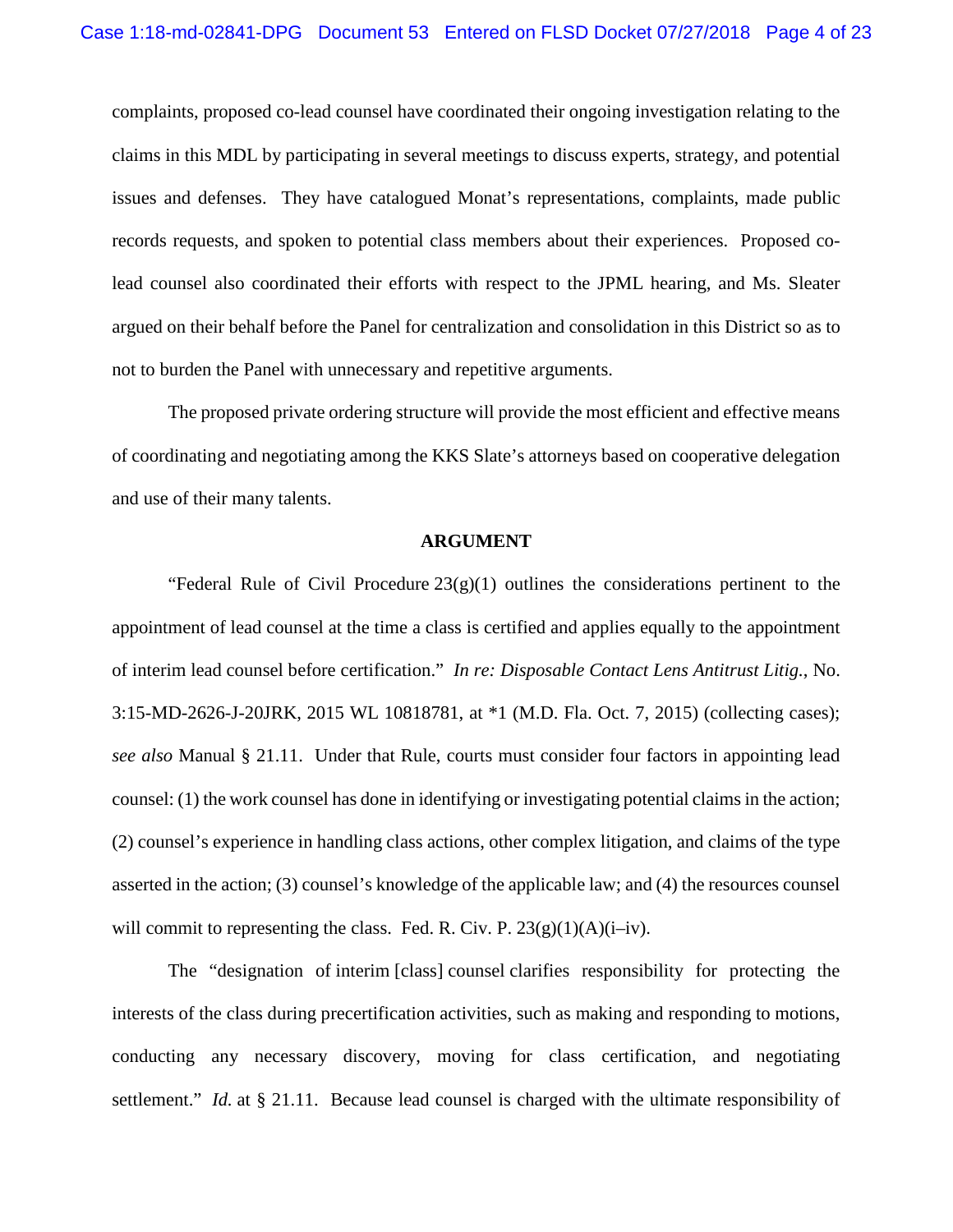complaints, proposed co-lead counsel have coordinated their ongoing investigation relating to the claims in this MDL by participating in several meetings to discuss experts, strategy, and potential issues and defenses. They have catalogued Monat's representations, complaints, made public records requests, and spoken to potential class members about their experiences. Proposed co-lead counsel also coordinated their efforts with respect to the JPML hearing, and Ms. Sleater argued on their behalf before the Panel for centralization and consolidation in this District so as to not to burden the Panel with unnecessary and repetitive arguments.

The proposed private ordering structure will provide the most efficient and effective means of coordinating and negotiating among the KKS Slate's attorneys based on cooperative delegation and use of their many talents.

## ARGUMENT

"Federal Rule of Civil Procedure 23(g)(1) outlines the considerations pertinent to the appointment of lead counsel at the time a class is certified and applies equally to the appointment of interim lead counsel before certification." *In re: Disposable Contact Lens Antitrust Litig.*, No. 3:15-MD-2626-J-20JRK, 2015 WL 10818781, at *1 (M.D. Fla. Oct. 7, 2015) (collecting cases); *see also* Manual § 21.11. Under that Rule, courts must consider four factors in appointing lead counsel: (1) the work counsel has done in identifying or investigating potential claims in the action; (2) counsel's experience in handling class actions, other complex litigation, and claims of the type asserted in the action; (3) counsel's knowledge of the applicable law; and (4) the resources counsel will commit to representing the class. Fed. R. Civ. P. 23(g)(1)(A)(i–iv).

The "designation of interim [class] counsel clarifies responsibility for protecting the interests of the class during precertification activities, such as making and responding to motions, conducting any necessary discovery, moving for class certification, and negotiating settlement." *Id.* at § 21.11. Because lead counsel is charged with the ultimate responsibility of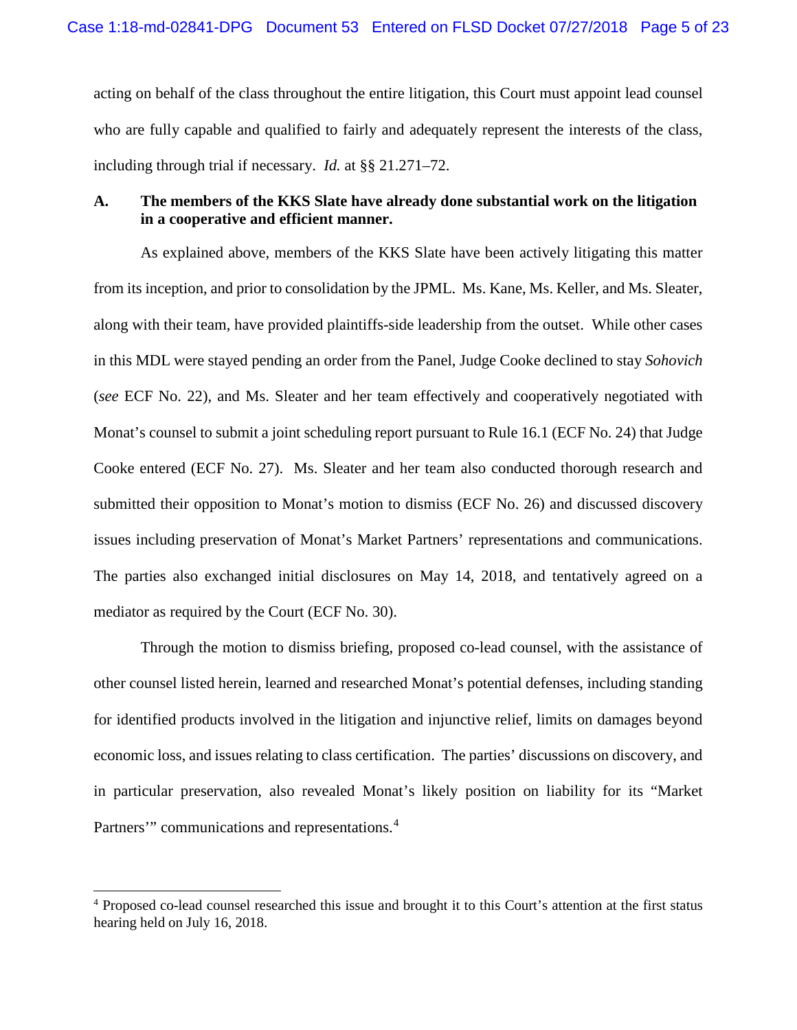acting on behalf of the class throughout the entire litigation, this Court must appoint lead counsel who are fully capable and qualified to fairly and adequately represent the interests of the class, including through trial if necessary. *Id.* at §§ 21.271–72.

### A. The members of the KKS Slate have already done substantial work on the litigation in a cooperative and efficient manner.

As explained above, members of the KKS Slate have been actively litigating this matter from its inception, and prior to consolidation by the JPML. Ms. Kane, Ms. Keller, and Ms. Sleater, along with their team, have provided plaintiffs-side leadership from the outset. While other cases in this MDL were stayed pending an order from the Panel, Judge Cooke declined to stay *Sohovich* (*see* ECF No. 22), and Ms. Sleater and her team effectively and cooperatively negotiated with Monat's counsel to submit a joint scheduling report pursuant to Rule 16.1 (ECF No. 24) that Judge Cooke entered (ECF No. 27). Ms. Sleater and her team also conducted thorough research and submitted their opposition to Monat's motion to dismiss (ECF No. 26) and discussed discovery issues including preservation of Monat's Market Partners' representations and communications. The parties also exchanged initial disclosures on May 14, 2018, and tentatively agreed on a mediator as required by the Court (ECF No. 30).

Through the motion to dismiss briefing, proposed co-lead counsel, with the assistance of other counsel listed herein, learned and researched Monat's potential defenses, including standing for identified products involved in the litigation and injunctive relief, limits on damages beyond economic loss, and issues relating to class certification. The parties' discussions on discovery, and in particular preservation, also revealed Monat's likely position on liability for its "Market Partners'" communications and representations.[4]

---

[4] Proposed co-lead counsel researched this issue and brought it to this Court's attention at the first status hearing held on July 16, 2018.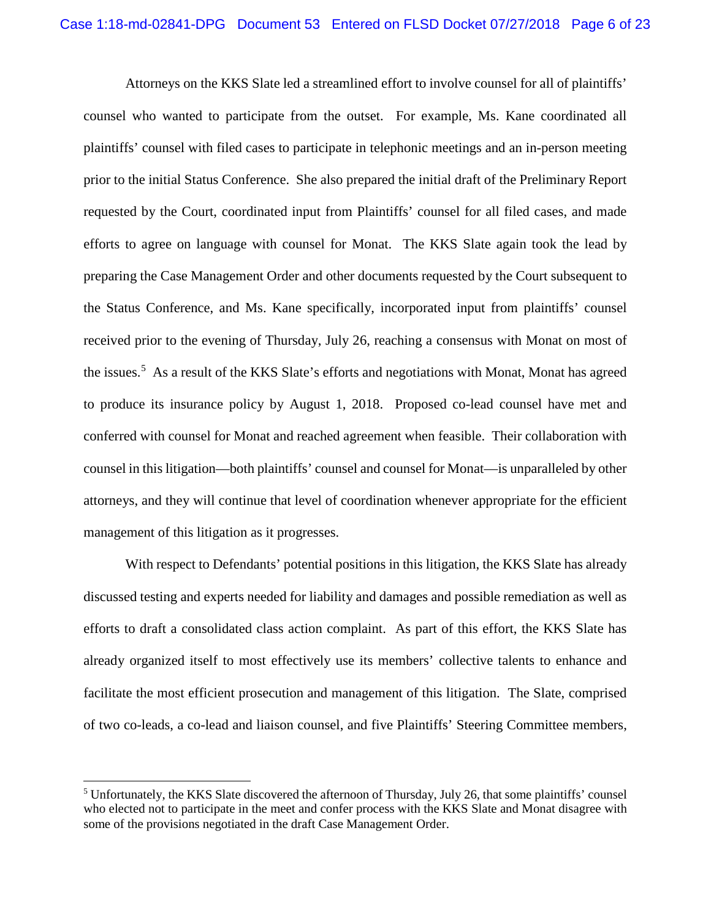Attorneys on the KKS Slate led a streamlined effort to involve counsel for all of plaintiffs' counsel who wanted to participate from the outset. For example, Ms. Kane coordinated all plaintiffs' counsel with filed cases to participate in telephonic meetings and an in-person meeting prior to the initial Status Conference. She also prepared the initial draft of the Preliminary Report requested by the Court, coordinated input from Plaintiffs' counsel for all filed cases, and made efforts to agree on language with counsel for Monat. The KKS Slate again took the lead by preparing the Case Management Order and other documents requested by the Court subsequent to the Status Conference, and Ms. Kane specifically, incorporated input from plaintiffs' counsel received prior to the evening of Thursday, July 26, reaching a consensus with Monat on most of the issues.[5] As a result of the KKS Slate's efforts and negotiations with Monat, Monat has agreed to produce its insurance policy by August 1, 2018. Proposed co-lead counsel have met and conferred with counsel for Monat and reached agreement when feasible. Their collaboration with counsel in this litigation—both plaintiffs' counsel and counsel for Monat—is unparalleled by other attorneys, and they will continue that level of coordination whenever appropriate for the efficient management of this litigation as it progresses.

With respect to Defendants' potential positions in this litigation, the KKS Slate has already discussed testing and experts needed for liability and damages and possible remediation as well as efforts to draft a consolidated class action complaint. As part of this effort, the KKS Slate has already organized itself to most effectively use its members' collective talents to enhance and facilitate the most efficient prosecution and management of this litigation. The Slate, comprised of two co-leads, a co-lead and liaison counsel, and five Plaintiffs' Steering Committee members,

---

[5] Unfortunately, the KKS Slate discovered the afternoon of Thursday, July 26, that some plaintiffs' counsel who elected not to participate in the meet and confer process with the KKS Slate and Monat disagree with some of the provisions negotiated in the draft Case Management Order.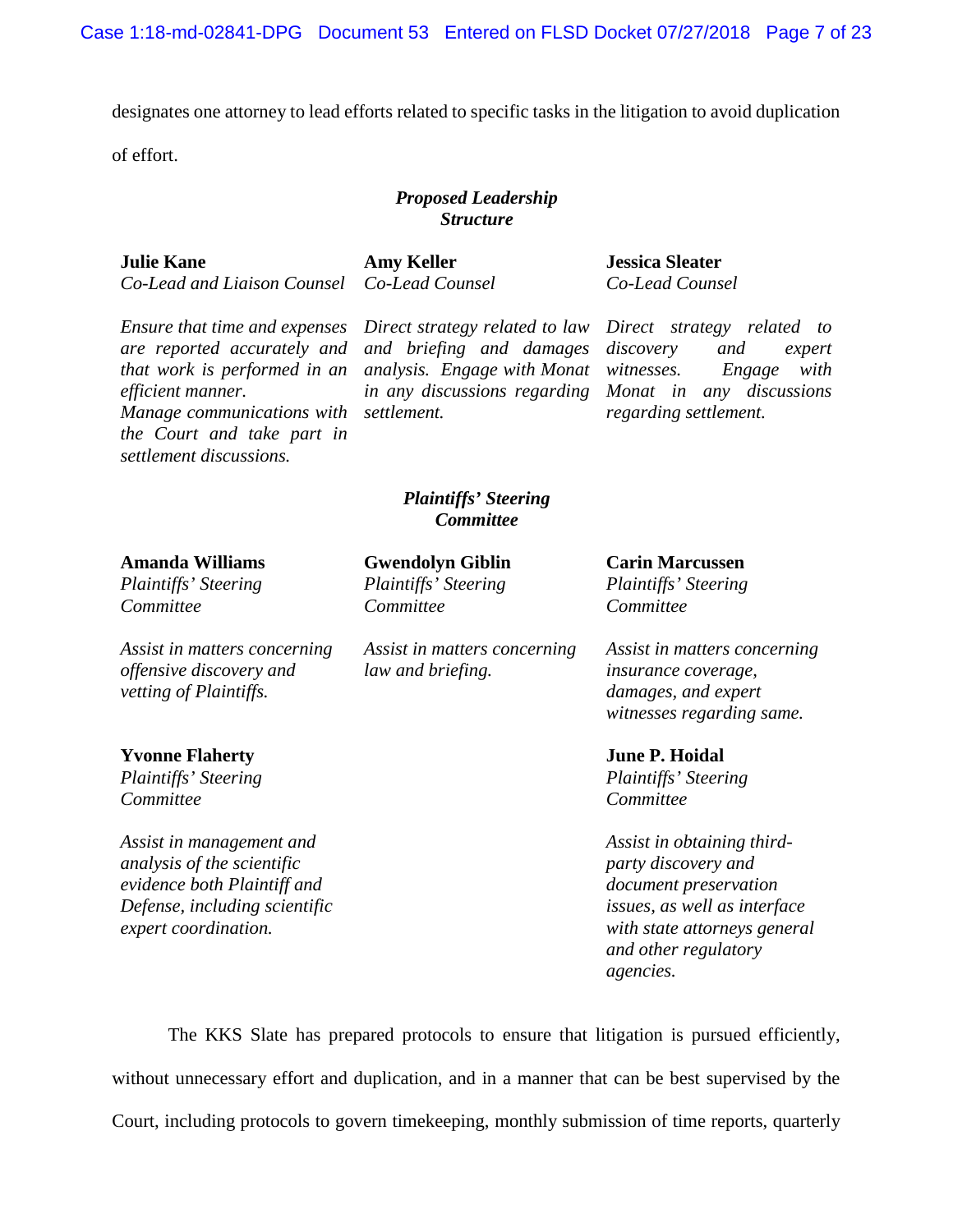designates one attorney to lead efforts related to specific tasks in the litigation to avoid duplication of effort.

***Proposed Leadership Structure***

**Julie Kane**
*Co-Lead and Liaison Counsel*

*Ensure that time and expenses are reported accurately and that work is performed in an efficient manner.*
*Manage communications with the Court and take part in settlement discussions.*

**Amy Keller**
*Co-Lead Counsel*

*Direct strategy related to law and briefing and damages analysis. Engage with Monat in any discussions regarding settlement.*

**Jessica Sleater**
*Co-Lead Counsel*

*Direct strategy related to discovery and expert witnesses. Engage with Monat in any discussions regarding settlement.*

***Plaintiffs' Steering Committee***

**Amanda Williams**
*Plaintiffs' Steering Committee*

*Assist in matters concerning offensive discovery and vetting of Plaintiffs.*

**Gwendolyn Giblin**
*Plaintiffs' Steering Committee*

*Assist in matters concerning law and briefing.*

**Carin Marcussen**
*Plaintiffs' Steering Committee*

*Assist in matters concerning insurance coverage, damages, and expert witnesses regarding same.*

**Yvonne Flaherty**
*Plaintiffs' Steering Committee*

*Assist in management and analysis of the scientific evidence both Plaintiff and Defense, including scientific expert coordination.*

**June P. Hoidal**
*Plaintiffs' Steering Committee*

*Assist in obtaining third-party discovery and document preservation issues, as well as interface with state attorneys general and other regulatory agencies.*

The KKS Slate has prepared protocols to ensure that litigation is pursued efficiently, without unnecessary effort and duplication, and in a manner that can be best supervised by the Court, including protocols to govern timekeeping, monthly submission of time reports, quarterly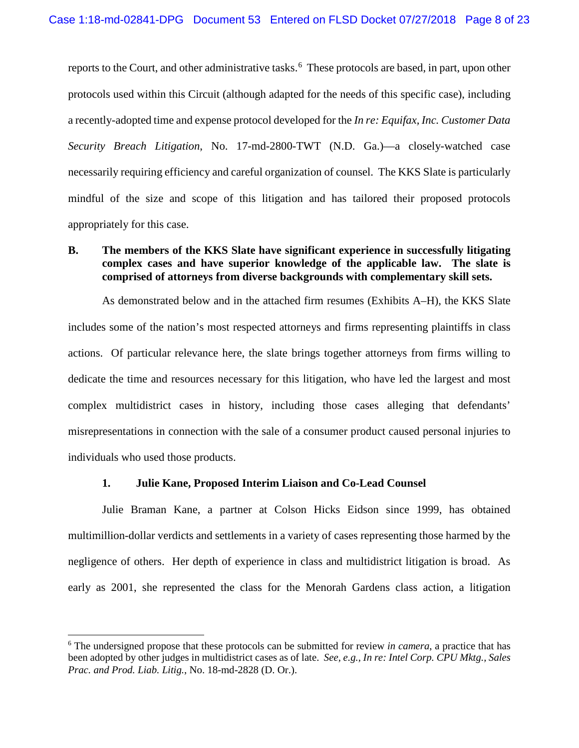reports to the Court, and other administrative tasks.[6] These protocols are based, in part, upon other protocols used within this Circuit (although adapted for the needs of this specific case), including a recently-adopted time and expense protocol developed for the *In re: Equifax, Inc. Customer Data Security Breach Litigation*, No. 17-md-2800-TWT (N.D. Ga.)—a closely-watched case necessarily requiring efficiency and careful organization of counsel. The KKS Slate is particularly mindful of the size and scope of this litigation and has tailored their proposed protocols appropriately for this case.

### B. The members of the KKS Slate have significant experience in successfully litigating complex cases and have superior knowledge of the applicable law. The slate is comprised of attorneys from diverse backgrounds with complementary skill sets.

As demonstrated below and in the attached firm resumes (Exhibits A–H), the KKS Slate includes some of the nation's most respected attorneys and firms representing plaintiffs in class actions. Of particular relevance here, the slate brings together attorneys from firms willing to dedicate the time and resources necessary for this litigation, who have led the largest and most complex multidistrict cases in history, including those cases alleging that defendants' misrepresentations in connection with the sale of a consumer product caused personal injuries to individuals who used those products.

#### 1. Julie Kane, Proposed Interim Liaison and Co-Lead Counsel

Julie Braman Kane, a partner at Colson Hicks Eidson since 1999, has obtained multimillion-dollar verdicts and settlements in a variety of cases representing those harmed by the negligence of others. Her depth of experience in class and multidistrict litigation is broad. As early as 2001, she represented the class for the Menorah Gardens class action, a litigation

---

[6] The undersigned propose that these protocols can be submitted for review *in camera,* a practice that has been adopted by other judges in multidistrict cases as of late. *See, e.g., In re: Intel Corp. CPU Mktg., Sales Prac. and Prod. Liab. Litig.*, No. 18-md-2828 (D. Or.).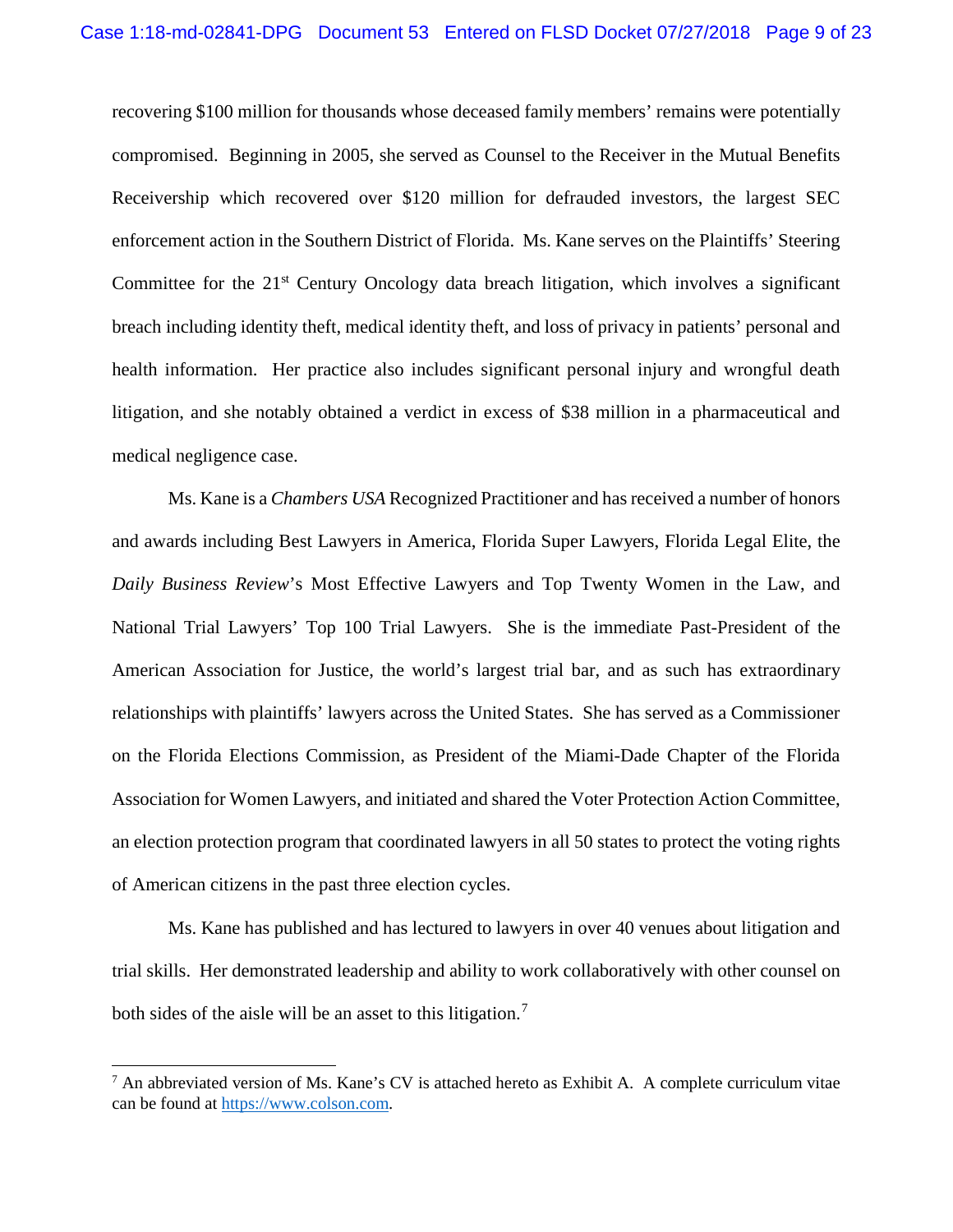recovering $100 million for thousands whose deceased family members' remains were potentially compromised. Beginning in 2005, she served as Counsel to the Receiver in the Mutual Benefits Receivership which recovered over $120 million for defrauded investors, the largest SEC enforcement action in the Southern District of Florida. Ms. Kane serves on the Plaintiffs' Steering Committee for the 21st Century Oncology data breach litigation, which involves a significant breach including identity theft, medical identity theft, and loss of privacy in patients' personal and health information. Her practice also includes significant personal injury and wrongful death litigation, and she notably obtained a verdict in excess of $38 million in a pharmaceutical and medical negligence case.

Ms. Kane is a *Chambers USA* Recognized Practitioner and has received a number of honors and awards including Best Lawyers in America, Florida Super Lawyers, Florida Legal Elite, the *Daily Business Review*'s Most Effective Lawyers and Top Twenty Women in the Law, and National Trial Lawyers' Top 100 Trial Lawyers. She is the immediate Past-President of the American Association for Justice, the world's largest trial bar, and as such has extraordinary relationships with plaintiffs' lawyers across the United States. She has served as a Commissioner on the Florida Elections Commission, as President of the Miami-Dade Chapter of the Florida Association for Women Lawyers, and initiated and shared the Voter Protection Action Committee, an election protection program that coordinated lawyers in all 50 states to protect the voting rights of American citizens in the past three election cycles.

Ms. Kane has published and has lectured to lawyers in over 40 venues about litigation and trial skills. Her demonstrated leadership and ability to work collaboratively with other counsel on both sides of the aisle will be an asset to this litigation.[7]

---

[7] An abbreviated version of Ms. Kane's CV is attached hereto as Exhibit A. A complete curriculum vitae can be found at https://www.colson.com.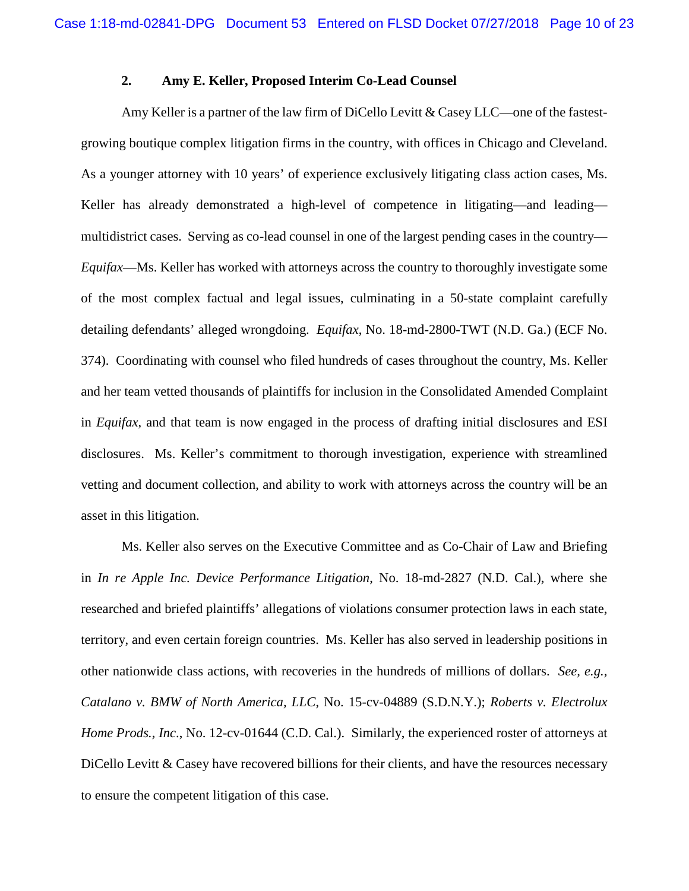### 2. Amy E. Keller, Proposed Interim Co-Lead Counsel

Amy Keller is a partner of the law firm of DiCello Levitt & Casey LLC—one of the fastest-growing boutique complex litigation firms in the country, with offices in Chicago and Cleveland. As a younger attorney with 10 years' of experience exclusively litigating class action cases, Ms. Keller has already demonstrated a high-level of competence in litigating—and leading—multidistrict cases. Serving as co-lead counsel in one of the largest pending cases in the country—*Equifax*—Ms. Keller has worked with attorneys across the country to thoroughly investigate some of the most complex factual and legal issues, culminating in a 50-state complaint carefully detailing defendants' alleged wrongdoing. *Equifax*, No. 18-md-2800-TWT (N.D. Ga.) (ECF No. 374). Coordinating with counsel who filed hundreds of cases throughout the country, Ms. Keller and her team vetted thousands of plaintiffs for inclusion in the Consolidated Amended Complaint in *Equifax*, and that team is now engaged in the process of drafting initial disclosures and ESI disclosures. Ms. Keller's commitment to thorough investigation, experience with streamlined vetting and document collection, and ability to work with attorneys across the country will be an asset in this litigation.

Ms. Keller also serves on the Executive Committee and as Co-Chair of Law and Briefing in *In re Apple Inc. Device Performance Litigation*, No. 18-md-2827 (N.D. Cal.), where she researched and briefed plaintiffs' allegations of violations consumer protection laws in each state, territory, and even certain foreign countries. Ms. Keller has also served in leadership positions in other nationwide class actions, with recoveries in the hundreds of millions of dollars. *See, e.g.*, *Catalano v. BMW of North America, LLC*, No. 15-cv-04889 (S.D.N.Y.); *Roberts v. Electrolux Home Prods., Inc*., No. 12-cv-01644 (C.D. Cal.). Similarly, the experienced roster of attorneys at DiCello Levitt & Casey have recovered billions for their clients, and have the resources necessary to ensure the competent litigation of this case.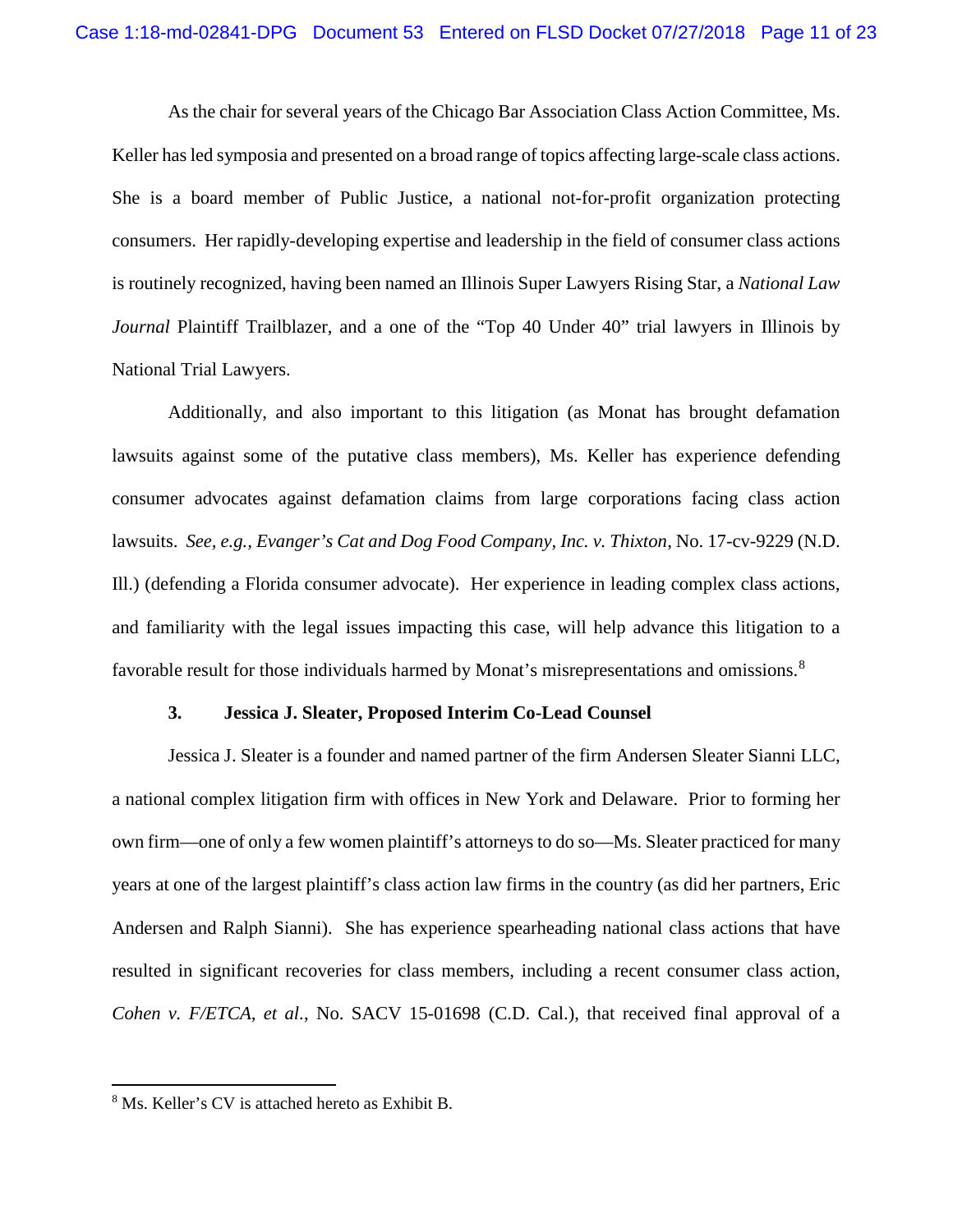As the chair for several years of the Chicago Bar Association Class Action Committee, Ms. Keller has led symposia and presented on a broad range of topics affecting large-scale class actions. She is a board member of Public Justice, a national not-for-profit organization protecting consumers. Her rapidly-developing expertise and leadership in the field of consumer class actions is routinely recognized, having been named an Illinois Super Lawyers Rising Star, a *National Law Journal* Plaintiff Trailblazer, and a one of the "Top 40 Under 40" trial lawyers in Illinois by National Trial Lawyers.

Additionally, and also important to this litigation (as Monat has brought defamation lawsuits against some of the putative class members), Ms. Keller has experience defending consumer advocates against defamation claims from large corporations facing class action lawsuits. *See, e.g.*, *Evanger's Cat and Dog Food Company, Inc. v. Thixton*, No. 17-cv-9229 (N.D. Ill.) (defending a Florida consumer advocate). Her experience in leading complex class actions, and familiarity with the legal issues impacting this case, will help advance this litigation to a favorable result for those individuals harmed by Monat's misrepresentations and omissions.[8]

### 3. Jessica J. Sleater, Proposed Interim Co-Lead Counsel

Jessica J. Sleater is a founder and named partner of the firm Andersen Sleater Sianni LLC, a national complex litigation firm with offices in New York and Delaware. Prior to forming her own firm—one of only a few women plaintiff's attorneys to do so—Ms. Sleater practiced for many years at one of the largest plaintiff's class action law firms in the country (as did her partners, Eric Andersen and Ralph Sianni). She has experience spearheading national class actions that have resulted in significant recoveries for class members, including a recent consumer class action, *Cohen v. F/ETCA, et al.*, No. SACV 15-01698 (C.D. Cal.), that received final approval of a

[8] Ms. Keller's CV is attached hereto as Exhibit B.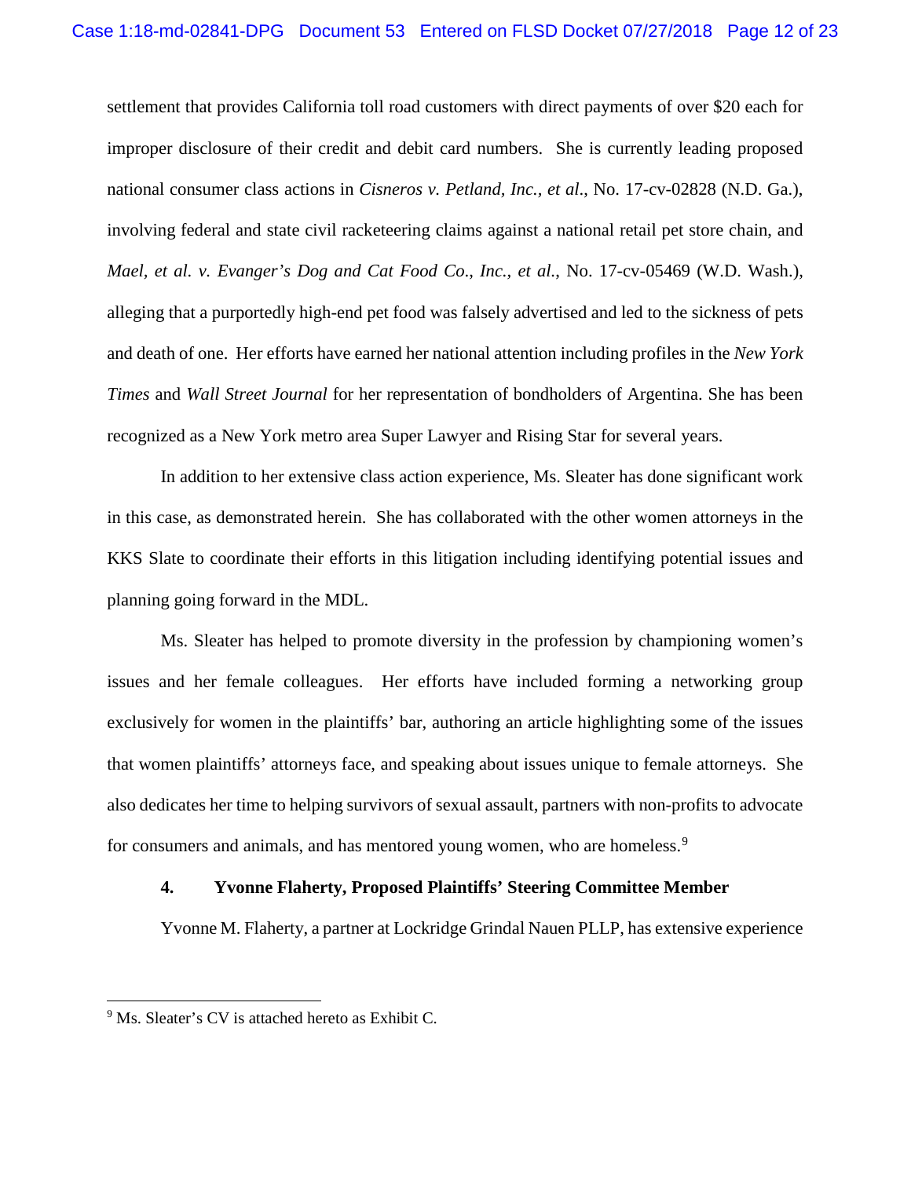settlement that provides California toll road customers with direct payments of over $20 each for improper disclosure of their credit and debit card numbers. She is currently leading proposed national consumer class actions in *Cisneros v. Petland, Inc., et al*., No. 17-cv-02828 (N.D. Ga.), involving federal and state civil racketeering claims against a national retail pet store chain, and *Mael, et al. v. Evanger's Dog and Cat Food Co*., *Inc., et al.*, No. 17-cv-05469 (W.D. Wash.), alleging that a purportedly high-end pet food was falsely advertised and led to the sickness of pets and death of one. Her efforts have earned her national attention including profiles in the *New York Times* and *Wall Street Journal* for her representation of bondholders of Argentina. She has been recognized as a New York metro area Super Lawyer and Rising Star for several years.

In addition to her extensive class action experience, Ms. Sleater has done significant work in this case, as demonstrated herein. She has collaborated with the other women attorneys in the KKS Slate to coordinate their efforts in this litigation including identifying potential issues and planning going forward in the MDL.

Ms. Sleater has helped to promote diversity in the profession by championing women's issues and her female colleagues. Her efforts have included forming a networking group exclusively for women in the plaintiffs' bar, authoring an article highlighting some of the issues that women plaintiffs' attorneys face, and speaking about issues unique to female attorneys. She also dedicates her time to helping survivors of sexual assault, partners with non-profits to advocate for consumers and animals, and has mentored young women, who are homeless.[9]

#### 4. Yvonne Flaherty, Proposed Plaintiffs' Steering Committee Member

Yvonne M. Flaherty, a partner at Lockridge Grindal Nauen PLLP, has extensive experience

---

[9] Ms. Sleater's CV is attached hereto as Exhibit C.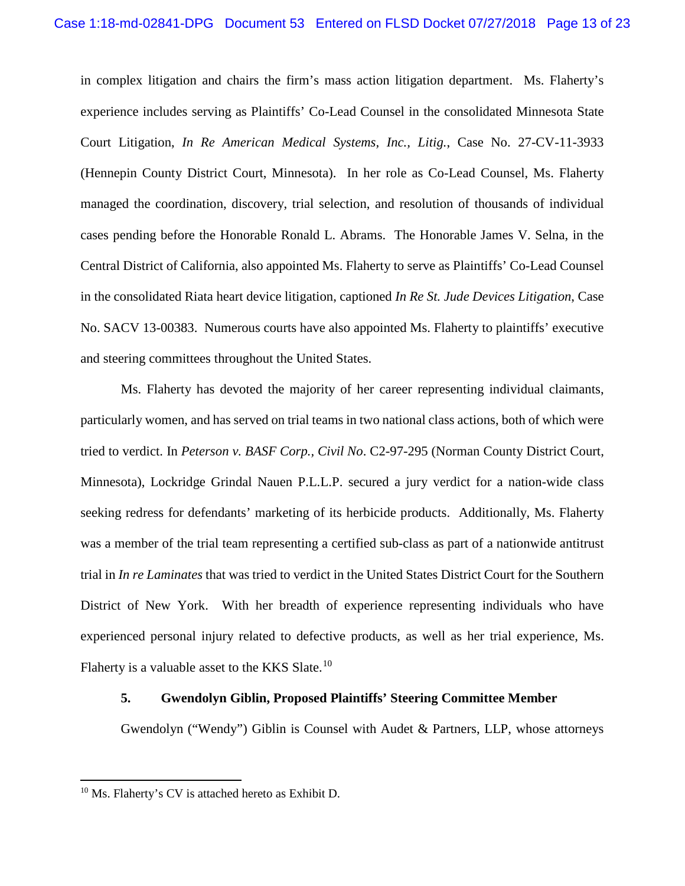in complex litigation and chairs the firm's mass action litigation department. Ms. Flaherty's experience includes serving as Plaintiffs' Co-Lead Counsel in the consolidated Minnesota State Court Litigation, *In Re American Medical Systems, Inc., Litig.*, Case No. 27-CV-11-3933 (Hennepin County District Court, Minnesota). In her role as Co-Lead Counsel, Ms. Flaherty managed the coordination, discovery, trial selection, and resolution of thousands of individual cases pending before the Honorable Ronald L. Abrams. The Honorable James V. Selna, in the Central District of California, also appointed Ms. Flaherty to serve as Plaintiffs' Co-Lead Counsel in the consolidated Riata heart device litigation, captioned *In Re St. Jude Devices Litigation*, Case No. SACV 13-00383. Numerous courts have also appointed Ms. Flaherty to plaintiffs' executive and steering committees throughout the United States.

Ms. Flaherty has devoted the majority of her career representing individual claimants, particularly women, and has served on trial teams in two national class actions, both of which were tried to verdict. In *Peterson v. BASF Corp., Civil No*. C2-97-295 (Norman County District Court, Minnesota), Lockridge Grindal Nauen P.L.L.P. secured a jury verdict for a nation-wide class seeking redress for defendants' marketing of its herbicide products. Additionally, Ms. Flaherty was a member of the trial team representing a certified sub-class as part of a nationwide antitrust trial in *In re Laminates* that was tried to verdict in the United States District Court for the Southern District of New York. With her breadth of experience representing individuals who have experienced personal injury related to defective products, as well as her trial experience, Ms. Flaherty is a valuable asset to the KKS Slate.[10]

#### 5. Gwendolyn Giblin, Proposed Plaintiffs' Steering Committee Member

Gwendolyn ("Wendy") Giblin is Counsel with Audet & Partners, LLP, whose attorneys

---

[10] Ms. Flaherty's CV is attached hereto as Exhibit D.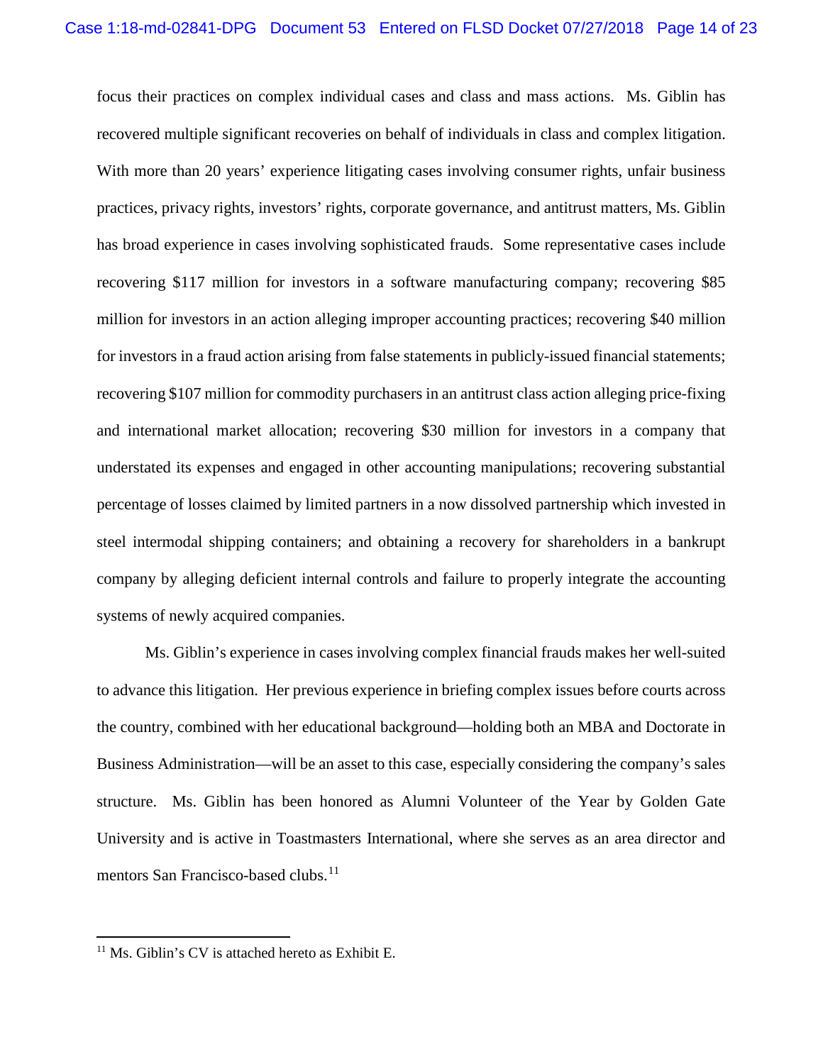focus their practices on complex individual cases and class and mass actions. Ms. Giblin has recovered multiple significant recoveries on behalf of individuals in class and complex litigation. With more than 20 years' experience litigating cases involving consumer rights, unfair business practices, privacy rights, investors' rights, corporate governance, and antitrust matters, Ms. Giblin has broad experience in cases involving sophisticated frauds. Some representative cases include recovering $117 million for investors in a software manufacturing company; recovering $85 million for investors in an action alleging improper accounting practices; recovering $40 million for investors in a fraud action arising from false statements in publicly-issued financial statements; recovering $107 million for commodity purchasers in an antitrust class action alleging price-fixing and international market allocation; recovering $30 million for investors in a company that understated its expenses and engaged in other accounting manipulations; recovering substantial percentage of losses claimed by limited partners in a now dissolved partnership which invested in steel intermodal shipping containers; and obtaining a recovery for shareholders in a bankrupt company by alleging deficient internal controls and failure to properly integrate the accounting systems of newly acquired companies.

Ms. Giblin's experience in cases involving complex financial frauds makes her well-suited to advance this litigation. Her previous experience in briefing complex issues before courts across the country, combined with her educational background—holding both an MBA and Doctorate in Business Administration—will be an asset to this case, especially considering the company's sales structure. Ms. Giblin has been honored as Alumni Volunteer of the Year by Golden Gate University and is active in Toastmasters International, where she serves as an area director and mentors San Francisco-based clubs.[11]

---

[11] Ms. Giblin's CV is attached hereto as Exhibit E.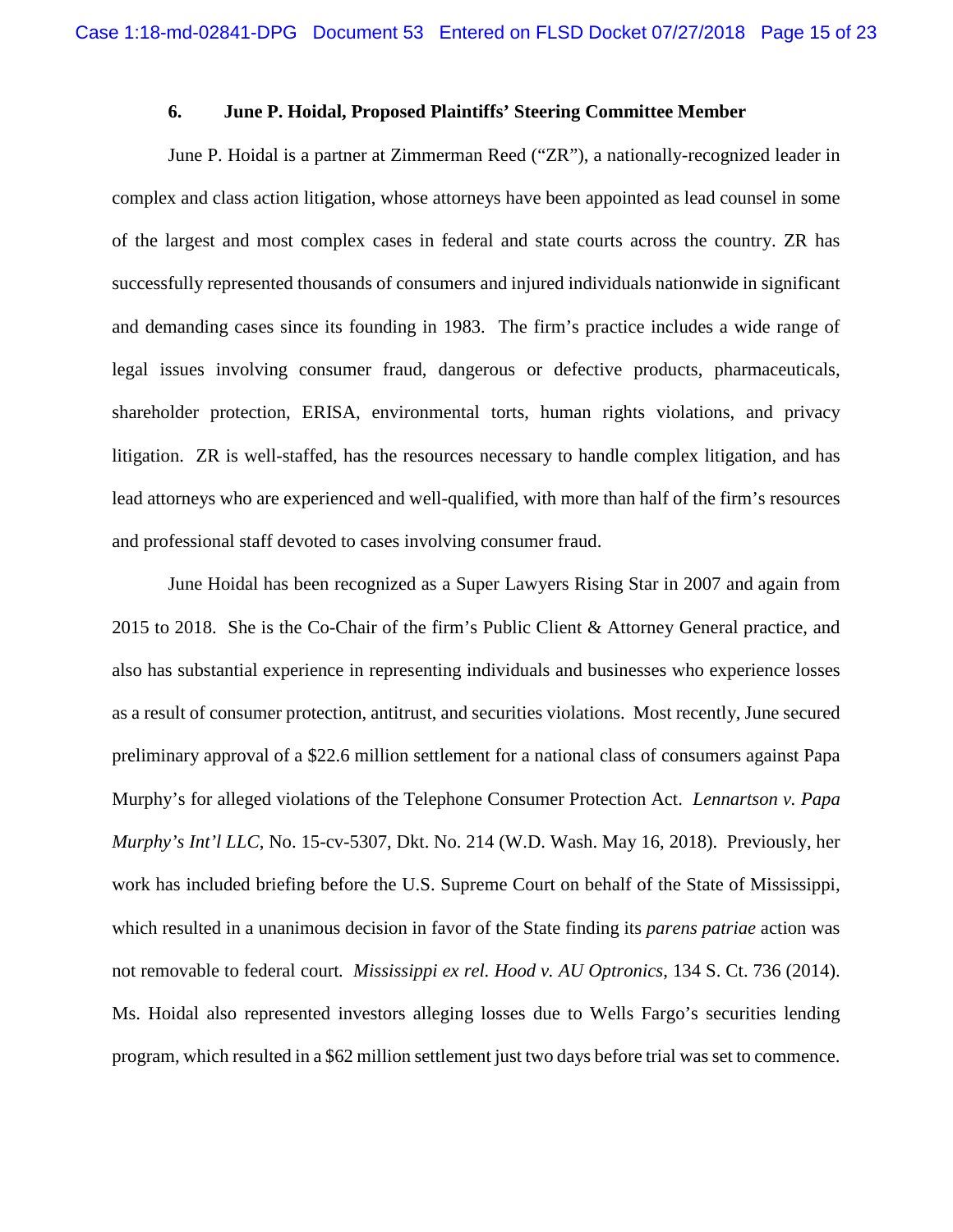### 6. June P. Hoidal, Proposed Plaintiffs' Steering Committee Member

June P. Hoidal is a partner at Zimmerman Reed ("ZR"), a nationally-recognized leader in complex and class action litigation, whose attorneys have been appointed as lead counsel in some of the largest and most complex cases in federal and state courts across the country. ZR has successfully represented thousands of consumers and injured individuals nationwide in significant and demanding cases since its founding in 1983. The firm's practice includes a wide range of legal issues involving consumer fraud, dangerous or defective products, pharmaceuticals, shareholder protection, ERISA, environmental torts, human rights violations, and privacy litigation. ZR is well-staffed, has the resources necessary to handle complex litigation, and has lead attorneys who are experienced and well-qualified, with more than half of the firm's resources and professional staff devoted to cases involving consumer fraud.

June Hoidal has been recognized as a Super Lawyers Rising Star in 2007 and again from 2015 to 2018. She is the Co-Chair of the firm's Public Client & Attorney General practice, and also has substantial experience in representing individuals and businesses who experience losses as a result of consumer protection, antitrust, and securities violations. Most recently, June secured preliminary approval of a $22.6 million settlement for a national class of consumers against Papa Murphy's for alleged violations of the Telephone Consumer Protection Act. *Lennartson v. Papa Murphy's Int'l LLC*, No. 15-cv-5307, Dkt. No. 214 (W.D. Wash. May 16, 2018). Previously, her work has included briefing before the U.S. Supreme Court on behalf of the State of Mississippi, which resulted in a unanimous decision in favor of the State finding its *parens patriae* action was not removable to federal court. *Mississippi ex rel. Hood v. AU Optronics*, 134 S. Ct. 736 (2014). Ms. Hoidal also represented investors alleging losses due to Wells Fargo's securities lending program, which resulted in a $62 million settlement just two days before trial was set to commence.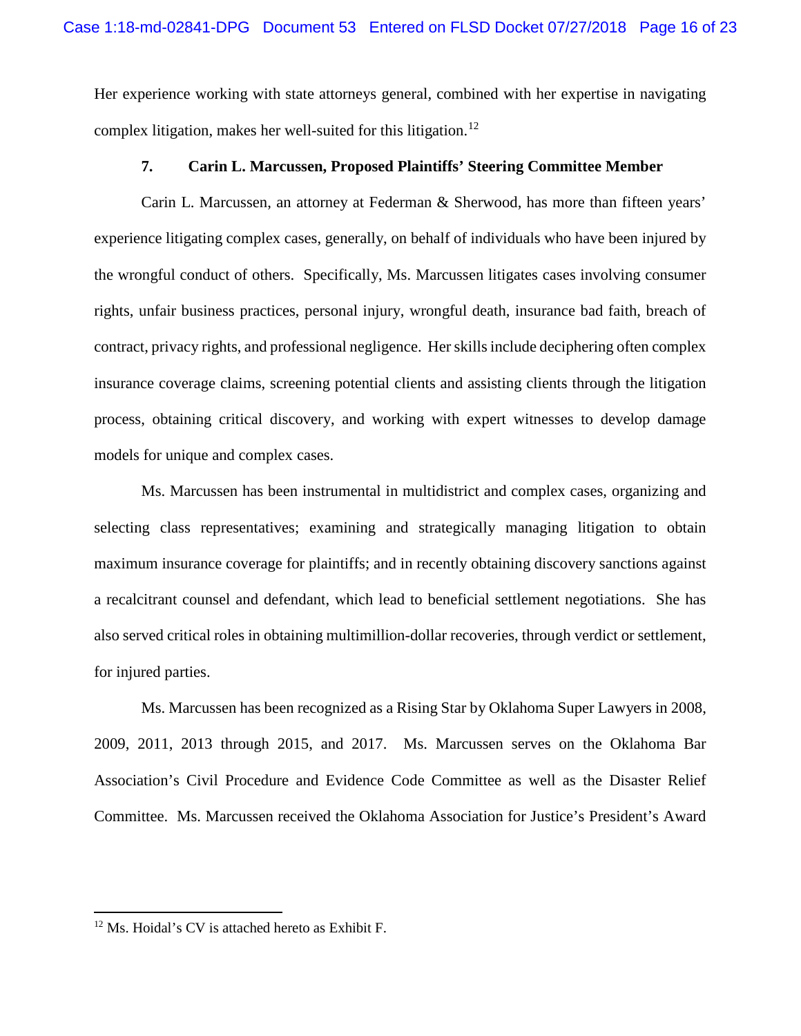Her experience working with state attorneys general, combined with her expertise in navigating complex litigation, makes her well-suited for this litigation.[12]

**7. Carin L. Marcussen, Proposed Plaintiffs' Steering Committee Member**

Carin L. Marcussen, an attorney at Federman & Sherwood, has more than fifteen years' experience litigating complex cases, generally, on behalf of individuals who have been injured by the wrongful conduct of others. Specifically, Ms. Marcussen litigates cases involving consumer rights, unfair business practices, personal injury, wrongful death, insurance bad faith, breach of contract, privacy rights, and professional negligence. Her skills include deciphering often complex insurance coverage claims, screening potential clients and assisting clients through the litigation process, obtaining critical discovery, and working with expert witnesses to develop damage models for unique and complex cases.

Ms. Marcussen has been instrumental in multidistrict and complex cases, organizing and selecting class representatives; examining and strategically managing litigation to obtain maximum insurance coverage for plaintiffs; and in recently obtaining discovery sanctions against a recalcitrant counsel and defendant, which lead to beneficial settlement negotiations. She has also served critical roles in obtaining multimillion-dollar recoveries, through verdict or settlement, for injured parties.

Ms. Marcussen has been recognized as a Rising Star by Oklahoma Super Lawyers in 2008, 2009, 2011, 2013 through 2015, and 2017. Ms. Marcussen serves on the Oklahoma Bar Association's Civil Procedure and Evidence Code Committee as well as the Disaster Relief Committee. Ms. Marcussen received the Oklahoma Association for Justice's President's Award

---

[12] Ms. Hoidal's CV is attached hereto as Exhibit F.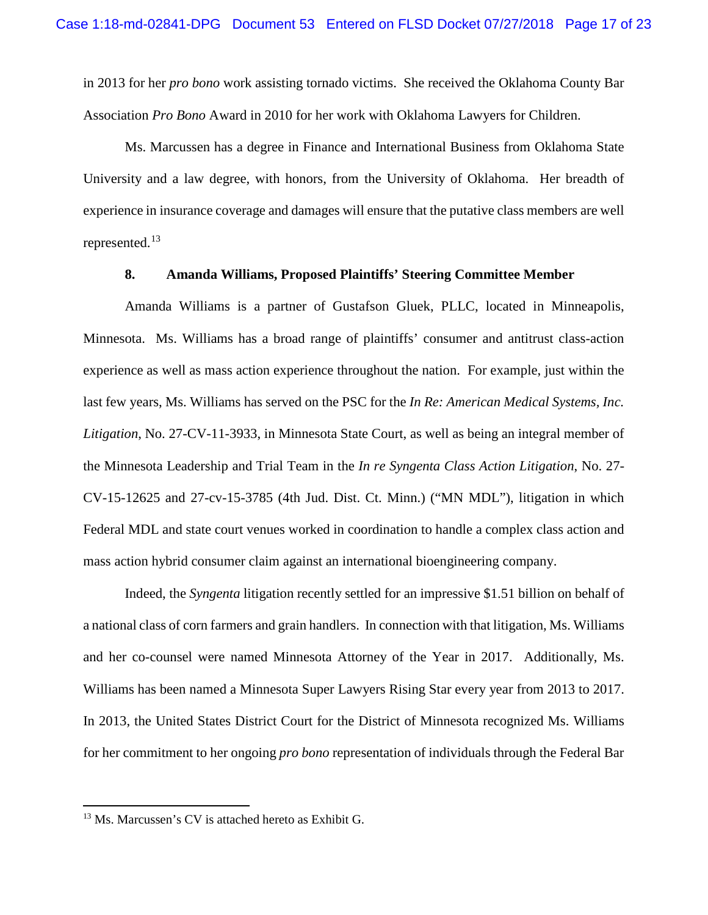in 2013 for her *pro bono* work assisting tornado victims. She received the Oklahoma County Bar Association *Pro Bono* Award in 2010 for her work with Oklahoma Lawyers for Children.

Ms. Marcussen has a degree in Finance and International Business from Oklahoma State University and a law degree, with honors, from the University of Oklahoma. Her breadth of experience in insurance coverage and damages will ensure that the putative class members are well represented.[13]

### 8. Amanda Williams, Proposed Plaintiffs' Steering Committee Member

Amanda Williams is a partner of Gustafson Gluek, PLLC, located in Minneapolis, Minnesota. Ms. Williams has a broad range of plaintiffs' consumer and antitrust class-action experience as well as mass action experience throughout the nation. For example, just within the last few years, Ms. Williams has served on the PSC for the *In Re: American Medical Systems, Inc. Litigation*, No. 27-CV-11-3933, in Minnesota State Court, as well as being an integral member of the Minnesota Leadership and Trial Team in the *In re Syngenta Class Action Litigation*, No. 27-CV-15-12625 and 27-cv-15-3785 (4th Jud. Dist. Ct. Minn.) ("MN MDL"), litigation in which Federal MDL and state court venues worked in coordination to handle a complex class action and mass action hybrid consumer claim against an international bioengineering company.

Indeed, the *Syngenta* litigation recently settled for an impressive $1.51 billion on behalf of a national class of corn farmers and grain handlers. In connection with that litigation, Ms. Williams and her co-counsel were named Minnesota Attorney of the Year in 2017. Additionally, Ms. Williams has been named a Minnesota Super Lawyers Rising Star every year from 2013 to 2017. In 2013, the United States District Court for the District of Minnesota recognized Ms. Williams for her commitment to her ongoing *pro bono* representation of individuals through the Federal Bar

---

[13] Ms. Marcussen's CV is attached hereto as Exhibit G.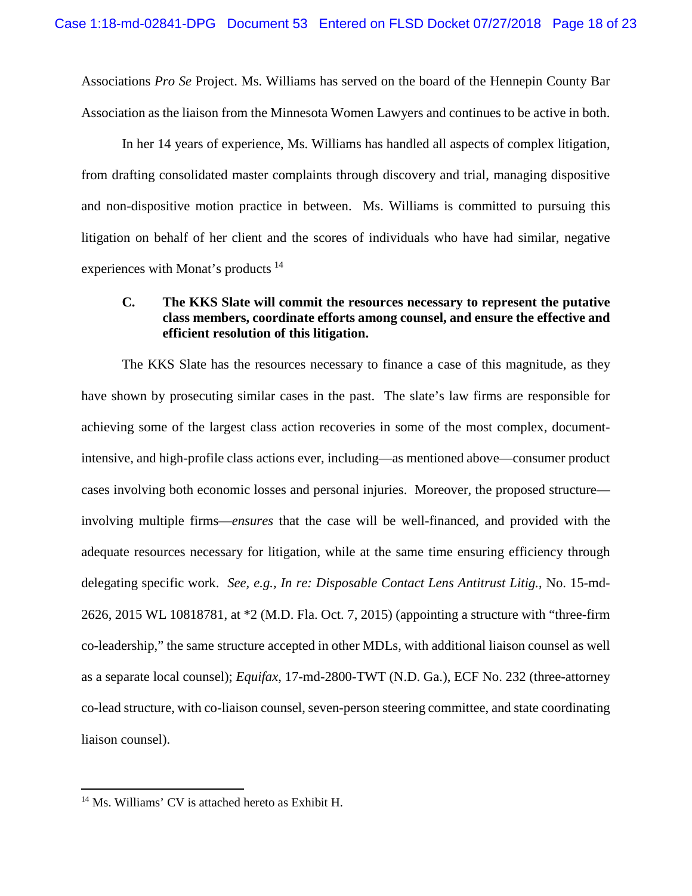Associations *Pro Se* Project. Ms. Williams has served on the board of the Hennepin County Bar Association as the liaison from the Minnesota Women Lawyers and continues to be active in both.

In her 14 years of experience, Ms. Williams has handled all aspects of complex litigation, from drafting consolidated master complaints through discovery and trial, managing dispositive and non-dispositive motion practice in between. Ms. Williams is committed to pursuing this litigation on behalf of her client and the scores of individuals who have had similar, negative experiences with Monat's products [14]

### C. The KKS Slate will commit the resources necessary to represent the putative class members, coordinate efforts among counsel, and ensure the effective and efficient resolution of this litigation.

The KKS Slate has the resources necessary to finance a case of this magnitude, as they have shown by prosecuting similar cases in the past. The slate's law firms are responsible for achieving some of the largest class action recoveries in some of the most complex, document-intensive, and high-profile class actions ever, including—as mentioned above—consumer product cases involving both economic losses and personal injuries. Moreover, the proposed structure—involving multiple firms—*ensures* that the case will be well-financed, and provided with the adequate resources necessary for litigation, while at the same time ensuring efficiency through delegating specific work. *See, e.g., In re: Disposable Contact Lens Antitrust Litig.*, No. 15-md-2626, 2015 WL 10818781, at *2 (M.D. Fla. Oct. 7, 2015) (appointing a structure with "three-firm co-leadership," the same structure accepted in other MDLs, with additional liaison counsel as well as a separate local counsel); *Equifax*, 17-md-2800-TWT (N.D. Ga.), ECF No. 232 (three-attorney co-lead structure, with co-liaison counsel, seven-person steering committee, and state coordinating liaison counsel).

---

[14] Ms. Williams' CV is attached hereto as Exhibit H.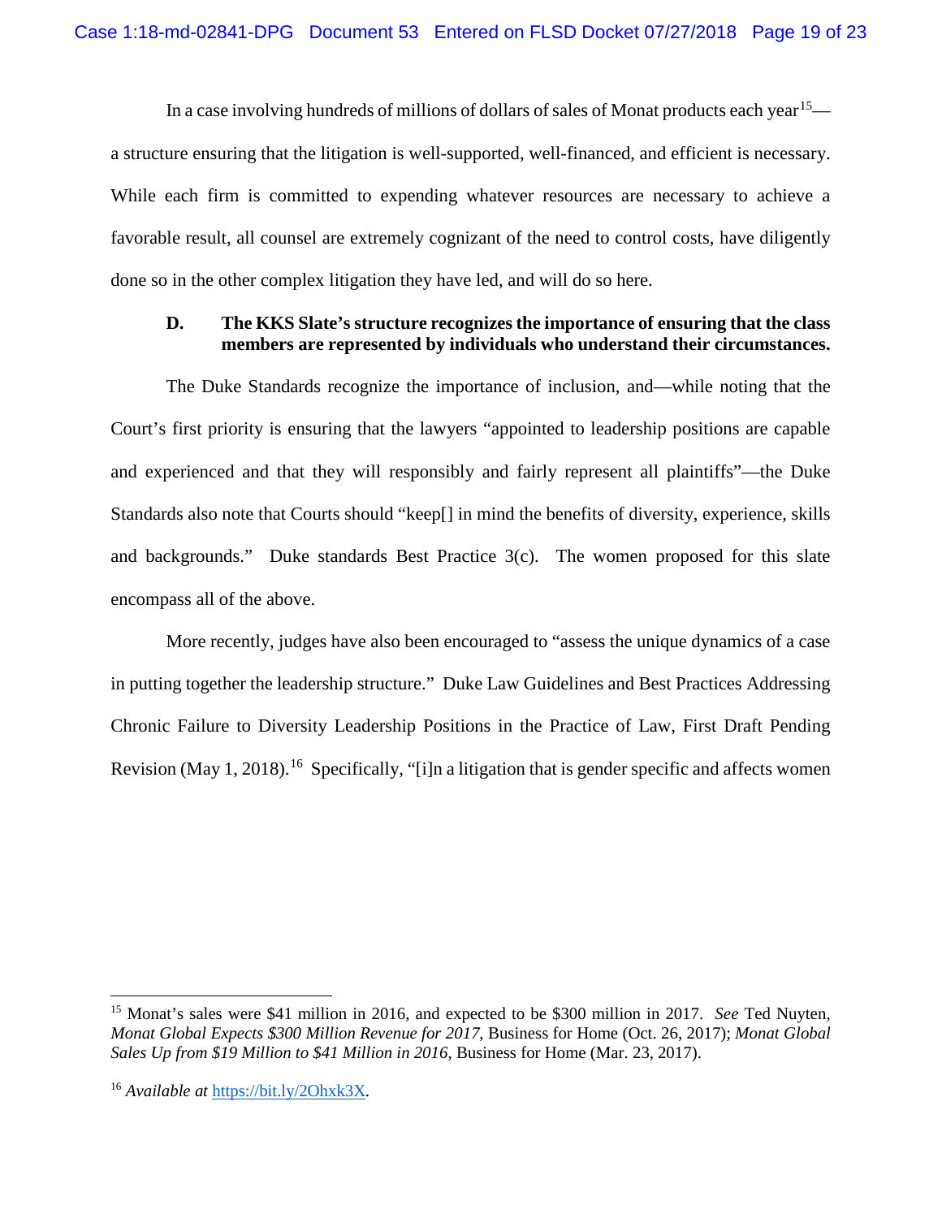In a case involving hundreds of millions of dollars of sales of Monat products each year[15]—a structure ensuring that the litigation is well-supported, well-financed, and efficient is necessary. While each firm is committed to expending whatever resources are necessary to achieve a favorable result, all counsel are extremely cognizant of the need to control costs, have diligently done so in the other complex litigation they have led, and will do so here.

### D. The KKS Slate's structure recognizes the importance of ensuring that the class members are represented by individuals who understand their circumstances.

The Duke Standards recognize the importance of inclusion, and—while noting that the Court's first priority is ensuring that the lawyers "appointed to leadership positions are capable and experienced and that they will responsibly and fairly represent all plaintiffs"—the Duke Standards also note that Courts should "keep[] in mind the benefits of diversity, experience, skills and backgrounds." Duke standards Best Practice 3(c). The women proposed for this slate encompass all of the above.

More recently, judges have also been encouraged to "assess the unique dynamics of a case in putting together the leadership structure." Duke Law Guidelines and Best Practices Addressing Chronic Failure to Diversity Leadership Positions in the Practice of Law, First Draft Pending Revision (May 1, 2018).[16] Specifically, "[i]n a litigation that is gender specific and affects women

---

[15] Monat's sales were $41 million in 2016, and expected to be $300 million in 2017. *See* Ted Nuyten, *Monat Global Expects $300 Million Revenue for 2017*, Business for Home (Oct. 26, 2017); *Monat Global Sales Up from $19 Million to $41 Million in 2016*, Business for Home (Mar. 23, 2017).

[16] *Available at* https://bit.ly/2Ohxk3X.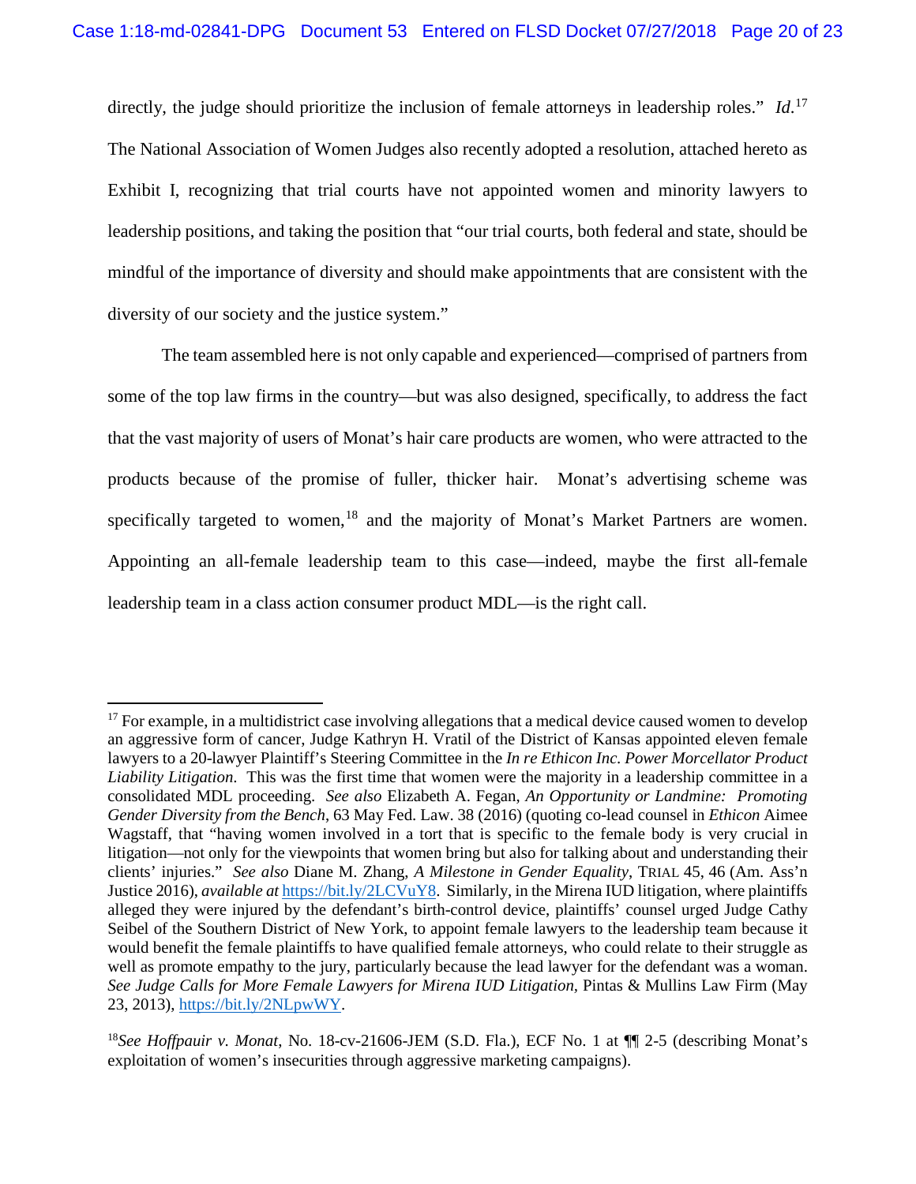directly, the judge should prioritize the inclusion of female attorneys in leadership roles." *Id.*[17] The National Association of Women Judges also recently adopted a resolution, attached hereto as Exhibit I, recognizing that trial courts have not appointed women and minority lawyers to leadership positions, and taking the position that "our trial courts, both federal and state, should be mindful of the importance of diversity and should make appointments that are consistent with the diversity of our society and the justice system."

The team assembled here is not only capable and experienced—comprised of partners from some of the top law firms in the country—but was also designed, specifically, to address the fact that the vast majority of users of Monat's hair care products are women, who were attracted to the products because of the promise of fuller, thicker hair. Monat's advertising scheme was specifically targeted to women,[18] and the majority of Monat's Market Partners are women. Appointing an all-female leadership team to this case—indeed, maybe the first all-female leadership team in a class action consumer product MDL—is the right call.

---

[17] For example, in a multidistrict case involving allegations that a medical device caused women to develop an aggressive form of cancer, Judge Kathryn H. Vratil of the District of Kansas appointed eleven female lawyers to a 20-lawyer Plaintiff's Steering Committee in the *In re Ethicon Inc. Power Morcellator Product Liability Litigation*. This was the first time that women were the majority in a leadership committee in a consolidated MDL proceeding. *See also* Elizabeth A. Fegan, *An Opportunity or Landmine: Promoting Gender Diversity from the Bench*, 63 May Fed. Law. 38 (2016) (quoting co-lead counsel in *Ethicon* Aimee Wagstaff, that "having women involved in a tort that is specific to the female body is very crucial in litigation—not only for the viewpoints that women bring but also for talking about and understanding their clients' injuries." *See also* Diane M. Zhang, *A Milestone in Gender Equality*, TRIAL 45, 46 (Am. Ass'n Justice 2016), *available at* https://bit.ly/2LCVuY8. Similarly, in the Mirena IUD litigation, where plaintiffs alleged they were injured by the defendant's birth-control device, plaintiffs' counsel urged Judge Cathy Seibel of the Southern District of New York, to appoint female lawyers to the leadership team because it would benefit the female plaintiffs to have qualified female attorneys, who could relate to their struggle as well as promote empathy to the jury, particularly because the lead lawyer for the defendant was a woman. *See Judge Calls for More Female Lawyers for Mirena IUD Litigation*, Pintas & Mullins Law Firm (May 23, 2013), https://bit.ly/2NLpwWY.

[18] *See Hoffpauir v. Monat*, No. 18-cv-21606-JEM (S.D. Fla.), ECF No. 1 at ¶¶ 2-5 (describing Monat's exploitation of women's insecurities through aggressive marketing campaigns).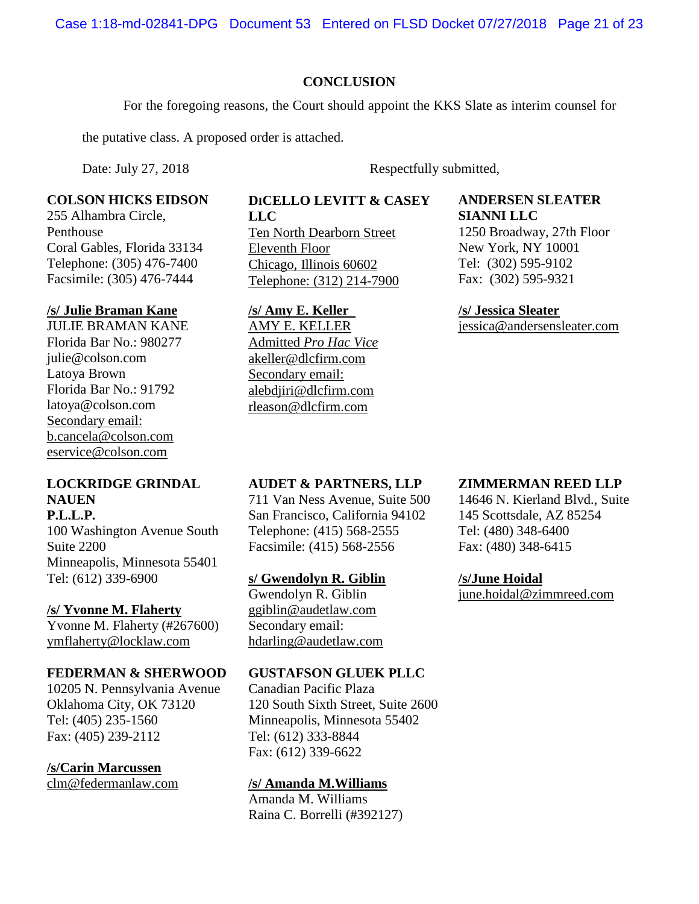## CONCLUSION

For the foregoing reasons, the Court should appoint the KKS Slate as interim counsel for the putative class. A proposed order is attached.

Date: July 27, 2018

Respectfully submitted,

**COLSON HICKS EIDSON**
255 Alhambra Circle,
Penthouse
Coral Gables, Florida 33134
Telephone: (305) 476-7400
Facsimile: (305) 476-7444

**/s/ Julie Braman Kane**
JULIE BRAMAN KANE
Florida Bar No.: 980277
julie@colson.com
Latoya Brown
Florida Bar No.: 91792
latoya@colson.com
Secondary email:
b.cancela@colson.com
eservice@colson.com

**DICELLO LEVITT & CASEY LLC**
Ten North Dearborn Street
Eleventh Floor
Chicago, Illinois 60602
Telephone: (312) 214-7900

**/s/ Amy E. Keller**
AMY E. KELLER
Admitted *Pro Hac Vice*
akeller@dlcfirm.com
Secondary email:
alebdjiri@dlcfirm.com
rleason@dlcfirm.com

**ANDERSEN SLEATER SIANNI LLC**
1250 Broadway, 27th Floor
New York, NY 10001
Tel: (302) 595-9102
Fax: (302) 595-9321

**/s/ Jessica Sleater**
jessica@andersensleater.com

**LOCKRIDGE GRINDAL NAUEN P.L.L.P.**
100 Washington Avenue South
Suite 2200
Minneapolis, Minnesota 55401
Tel: (612) 339-6900

**/s/ Yvonne M. Flaherty**
Yvonne M. Flaherty (#267600)
ymflaherty@locklaw.com

**AUDET & PARTNERS, LLP**
711 Van Ness Avenue, Suite 500
San Francisco, California 94102
Telephone: (415) 568-2555
Facsimile: (415) 568-2556

**s/ Gwendolyn R. Giblin**
Gwendolyn R. Giblin
ggiblin@audetlaw.com
Secondary email:
hdarling@audetlaw.com

**ZIMMERMAN REED LLP**
14646 N. Kierland Blvd., Suite 145 Scottsdale, AZ 85254
Tel: (480) 348-6400
Fax: (480) 348-6415

**/s/June Hoidal**
june.hoidal@zimmreed.com

**FEDERMAN & SHERWOOD**
10205 N. Pennsylvania Avenue
Oklahoma City, OK 73120
Tel: (405) 235-1560
Fax: (405) 239-2112

**/s/Carin Marcussen**
clm@federmanlaw.com

**GUSTAFSON GLUEK PLLC**
Canadian Pacific Plaza
120 South Sixth Street, Suite 2600
Minneapolis, Minnesota 55402
Tel: (612) 333-8844
Fax: (612) 339-6622

**/s/ Amanda M.Williams**
Amanda M. Williams
Raina C. Borrelli (#392127)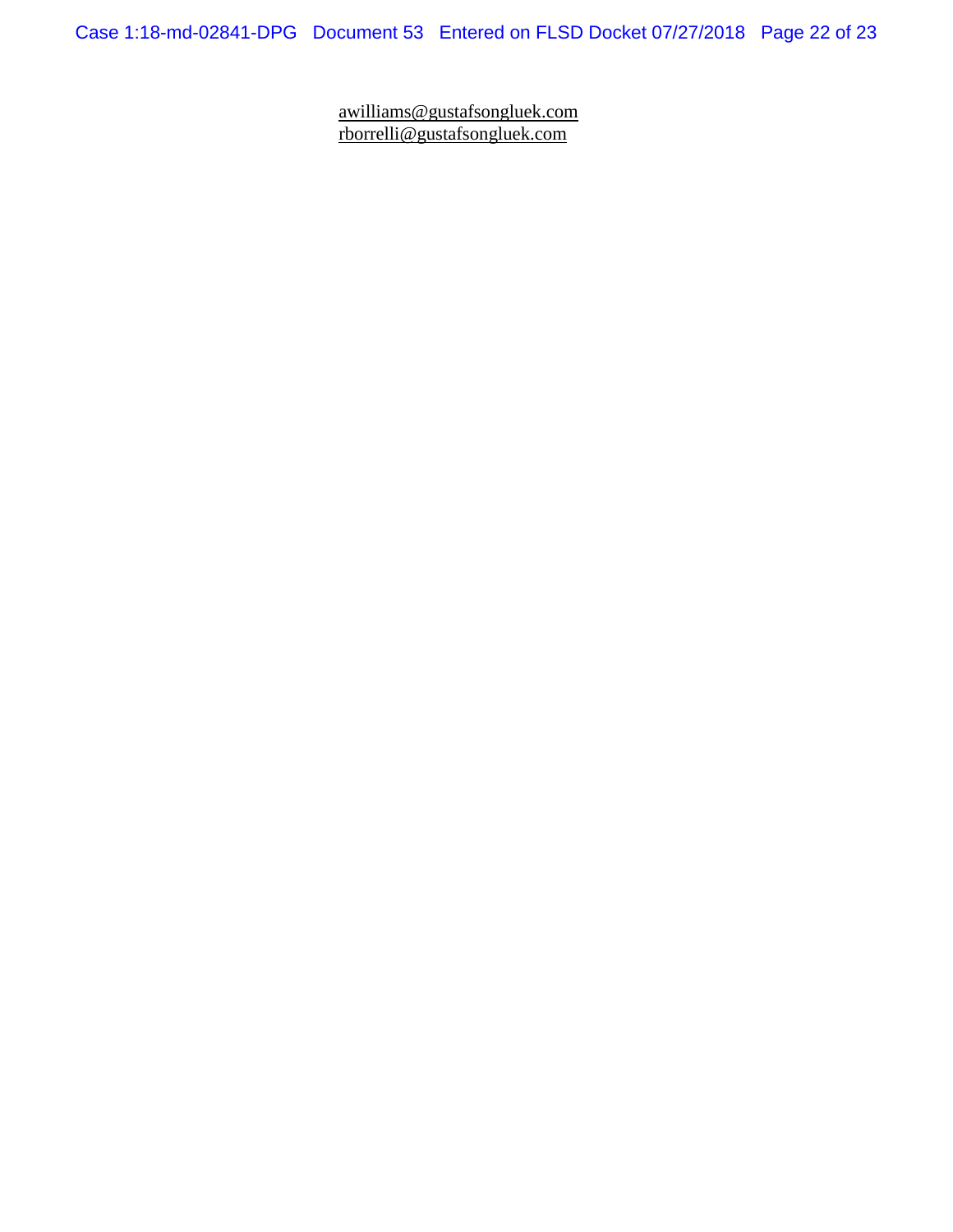awilliams@gustafsongluek.com
rborrelli@gustafsongluek.com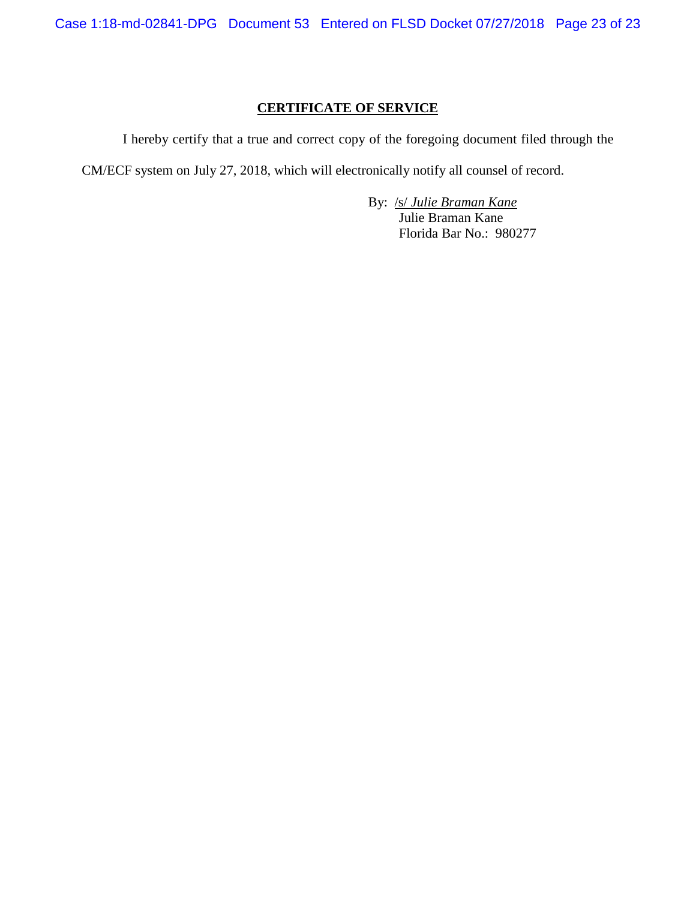## **CERTIFICATE OF SERVICE**

I hereby certify that a true and correct copy of the foregoing document filed through the CM/ECF system on July 27, 2018, which will electronically notify all counsel of record.

By: /s/ *Julie Braman Kane*
Julie Braman Kane
Florida Bar No.: 980277